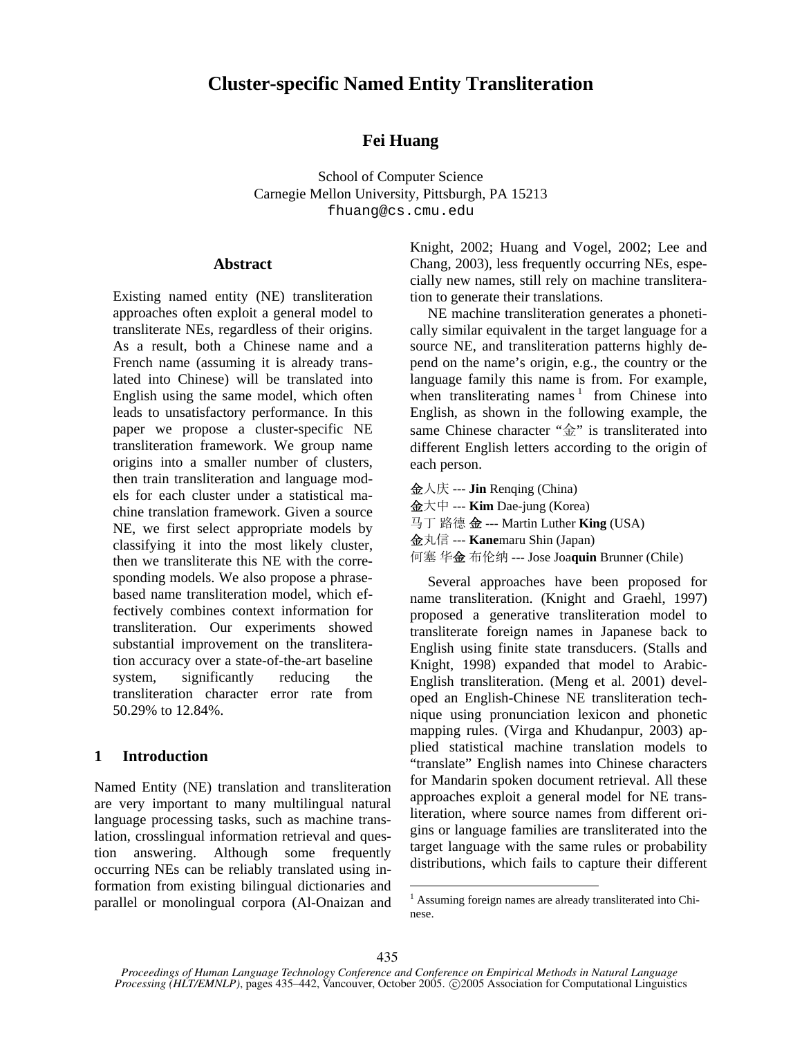# Cluster-specific Named Entity Transliteration

**Fei Huang**

School of Computer Science
Carnegie Mellon University, Pittsburgh, PA 15213
fhuang@cs.cmu.edu

## Abstract

Existing named entity (NE) transliteration approaches often exploit a general model to transliterate NEs, regardless of their origins. As a result, both a Chinese name and a French name (assuming it is already translated into Chinese) will be translated into English using the same model, which often leads to unsatisfactory performance. In this paper we propose a cluster-specific NE transliteration framework. We group name origins into a smaller number of clusters, then train transliteration and language models for each cluster under a statistical machine translation framework. Given a source NE, we first select appropriate models by classifying it into the most likely cluster, then we transliterate this NE with the corresponding models. We also propose a phrase-based name transliteration model, which effectively combines context information for transliteration. Our experiments showed substantial improvement on the transliteration accuracy over a state-of-the-art baseline system, significantly reducing the transliteration character error rate from 50.29% to 12.84%.

## 1 Introduction

Named Entity (NE) translation and transliteration are very important to many multilingual natural language processing tasks, such as machine translation, crosslingual information retrieval and question answering. Although some frequently occurring NEs can be reliably translated using information from existing bilingual dictionaries and parallel or monolingual corpora (Al-Onaizan and Knight, 2002; Huang and Vogel, 2002; Lee and Chang, 2003), less frequently occurring NEs, especially new names, still rely on machine transliteration to generate their translations.

NE machine transliteration generates a phonetically similar equivalent in the target language for a source NE, and transliteration patterns highly depend on the name's origin, e.g., the country or the language family this name is from. For example, when transliterating names[1] from Chinese into English, as shown in the following example, the same Chinese character "金" is transliterated into different English letters according to the origin of each person.

**金**人庆 --- **Jin** Renqing (China)
**金**大中 --- **Kim** Dae-jung (Korea)
马丁 路德 **金** --- Martin Luther **King** (USA)
**金**丸信 --- **Kane**maru Shin (Japan)
何塞 华**金** 布伦纳 --- Jose Joa**quin** Brunner (Chile)

Several approaches have been proposed for name transliteration. (Knight and Graehl, 1997) proposed a generative transliteration model to transliterate foreign names in Japanese back to English using finite state transducers. (Stalls and Knight, 1998) expanded that model to Arabic-English transliteration. (Meng et al. 2001) developed an English-Chinese NE transliteration technique using pronunciation lexicon and phonetic mapping rules. (Virga and Khudanpur, 2003) applied statistical machine translation models to "translate" English names into Chinese characters for Mandarin spoken document retrieval. All these approaches exploit a general model for NE transliteration, where source names from different origins or language families are transliterated into the target language with the same rules or probability distributions, which fails to capture their different

[1] Assuming foreign names are already transliterated into Chinese.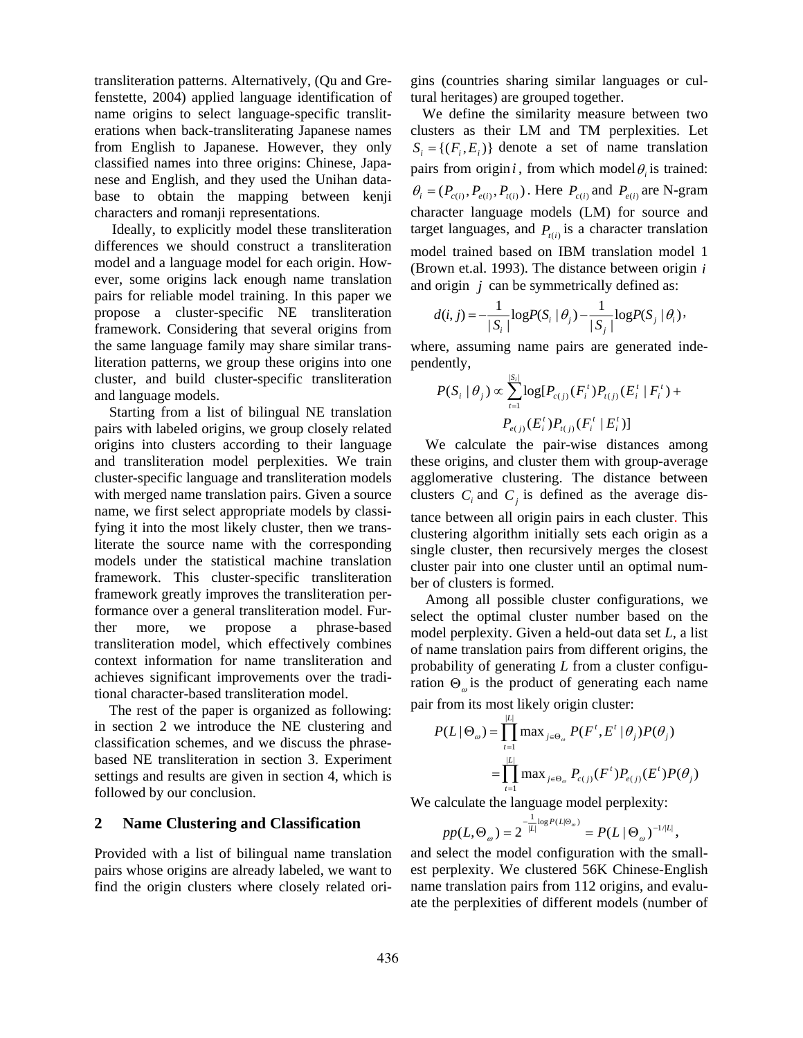transliteration patterns. Alternatively, (Qu and Grefenstette, 2004) applied language identification of name origins to select language-specific transliterations when back-transliterating Japanese names from English to Japanese. However, they only classified names into three origins: Chinese, Japanese and English, and they used the Unihan database to obtain the mapping between kenji characters and romanji representations.

Ideally, to explicitly model these transliteration differences we should construct a transliteration model and a language model for each origin. However, some origins lack enough name translation pairs for reliable model training. In this paper we propose a cluster-specific NE transliteration framework. Considering that several origins from the same language family may share similar transliteration patterns, we group these origins into one cluster, and build cluster-specific transliteration and language models.

Starting from a list of bilingual NE translation pairs with labeled origins, we group closely related origins into clusters according to their language and transliteration model perplexities. We train cluster-specific language and transliteration models with merged name translation pairs. Given a source name, we first select appropriate models by classifying it into the most likely cluster, then we transliterate the source name with the corresponding models under the statistical machine translation framework. This cluster-specific transliteration framework greatly improves the transliteration performance over a general transliteration model. Further more, we propose a phrase-based transliteration model, which effectively combines context information for name transliteration and achieves significant improvements over the traditional character-based transliteration model.

The rest of the paper is organized as following: in section 2 we introduce the NE clustering and classification schemes, and we discuss the phrase-based NE transliteration in section 3. Experiment settings and results are given in section 4, which is followed by our conclusion.

## 2 Name Clustering and Classification

Provided with a list of bilingual name translation pairs whose origins are already labeled, we want to find the origin clusters where closely related origins (countries sharing similar languages or cultural heritages) are grouped together.

We define the similarity measure between two clusters as their LM and TM perplexities. Let $S_i = \{(F_i, E_i)\}$ denote a set of name translation pairs from origin $i$, from which model $\theta_i$ is trained: $\theta_i = (P_{c(i)}, P_{e(i)}, P_{t(i)})$. Here $P_{c(i)}$ and $P_{e(i)}$ are N-gram character language models (LM) for source and target languages, and $P_{t(i)}$ is a character translation model trained based on IBM translation model 1 (Brown et.al. 1993). The distance between origin $i$ and origin $j$ can be symmetrically defined as:

$$d(i,j) = -\frac{1}{|S_i|}\log P(S_i \mid \theta_j) - \frac{1}{|S_j|}\log P(S_j \mid \theta_i),$$

where, assuming name pairs are generated independently,

$$P(S_i \mid \theta_j) \propto \sum_{t=1}^{|S_i|} \log[P_{c(j)}(F_i^t)P_{t(j)}(E_i^t \mid F_i^t) + P_{e(j)}(E_i^t)P_{t(j)}(F_i^t \mid E_i^t)]$$

We calculate the pair-wise distances among these origins, and cluster them with group-average agglomerative clustering. The distance between clusters $C_i$ and $C_j$ is defined as the average distance between all origin pairs in each cluster. This clustering algorithm initially sets each origin as a single cluster, then recursively merges the closest cluster pair into one cluster until an optimal number of clusters is formed.

Among all possible cluster configurations, we select the optimal cluster number based on the model perplexity. Given a held-out data set *L*, a list of name translation pairs from different origins, the probability of generating *L* from a cluster configuration $\Theta_\omega$ is the product of generating each name pair from its most likely origin cluster:

$$\begin{aligned} P(L \mid \Theta_\omega) &= \prod_{t=1}^{|L|} \max_{j \in \Theta_\omega} P(F^t, E^t \mid \theta_j)P(\theta_j) \\ &= \prod_{t=1}^{|L|} \max_{j \in \Theta_\omega} P_{c(j)}(F^t)P_{e(j)}(E^t)P(\theta_j) \end{aligned}$$

We calculate the language model perplexity:

$$pp(L, \Theta_\omega) = 2^{-\frac{1}{|L|}\log P(L \mid \Theta_\omega)} = P(L \mid \Theta_\omega)^{-1/|L|},$$

and select the model configuration with the smallest perplexity. We clustered 56K Chinese-English name translation pairs from 112 origins, and evaluate the perplexities of different models (number of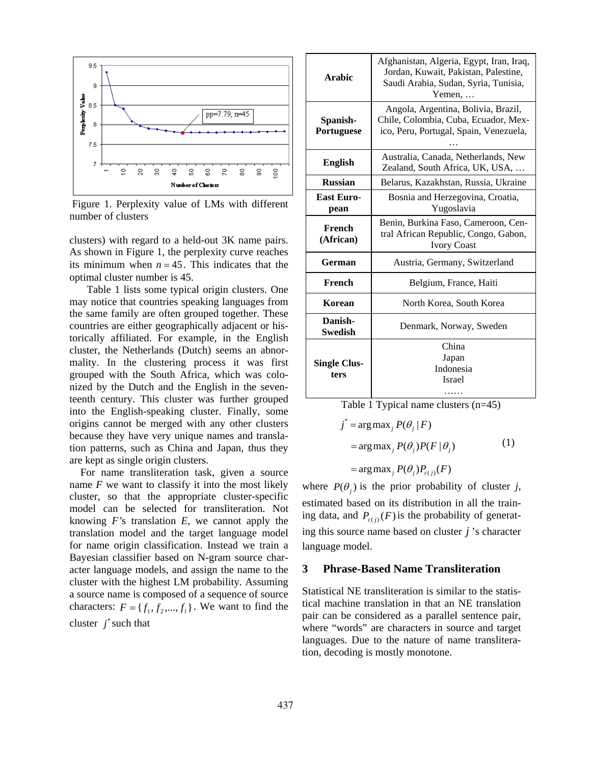Figure 1. Perplexity value of LMs with different number of clusters

clusters) with regard to a held-out 3K name pairs. As shown in Figure 1, the perplexity curve reaches its minimum when $n = 45$. This indicates that the optimal cluster number is 45.

Table 1 lists some typical origin clusters. One may notice that countries speaking languages from the same family are often grouped together. These countries are either geographically adjacent or historically affiliated. For example, in the English cluster, the Netherlands (Dutch) seems an abnormality. In the clustering process it was first grouped with the South Africa, which was colonized by the Dutch and the English in the seventeenth century. This cluster was further grouped into the English-speaking cluster. Finally, some origins cannot be merged with any other clusters because they have very unique names and translation patterns, such as China and Japan, thus they are kept as single origin clusters.

For name transliteration task, given a source name $F$ we want to classify it into the most likely cluster, so that the appropriate cluster-specific model can be selected for transliteration. Not knowing $F$'s translation $E$, we cannot apply the translation model and the target language model for name origin classification. Instead we train a Bayesian classifier based on N-gram source character language models, and assign the name to the cluster with the highest LM probability. Assuming a source name is composed of a sequence of source characters: $F = \{f_1, f_2, ..., f_l\}$. We want to find the cluster $j^*$ such that

| | |
|---|---|
| **Arabic** | Afghanistan, Algeria, Egypt, Iran, Iraq, Jordan, Kuwait, Pakistan, Palestine, Saudi Arabia, Sudan, Syria, Tunisia, Yemen, … |
| **Spanish-Portuguese** | Angola, Argentina, Bolivia, Brazil, Chile, Colombia, Cuba, Ecuador, Mexico, Peru, Portugal, Spain, Venezuela, … |
| **English** | Australia, Canada, Netherlands, New Zealand, South Africa, UK, USA, … |
| **Russian** | Belarus, Kazakhstan, Russia, Ukraine |
| **East European** | Bosnia and Herzegovina, Croatia, Yugoslavia |
| **French (African)** | Benin, Burkina Faso, Cameroon, Central African Republic, Congo, Gabon, Ivory Coast |
| **German** | Austria, Germany, Switzerland |
| **French** | Belgium, France, Haiti |
| **Korean** | North Korea, South Korea |
| **Danish-Swedish** | Denmark, Norway, Sweden |
| **Single Clusters** | China<br>Japan<br>Indonesia<br>Israel<br>…… |

Table 1 Typical name clusters (n=45)

$$
\begin{aligned}
j^* &= \arg\max_j P(\theta_j \mid F) \\
&= \arg\max_j P(\theta_j) P(F \mid \theta_j) \qquad (1) \\
&= \arg\max_j P(\theta_j) P_{c(j)}(F)
\end{aligned}
$$

where $P(\theta_j)$ is the prior probability of cluster $j$, estimated based on its distribution in all the training data, and $P_{c(j)}(F)$ is the probability of generating this source name based on cluster $j$'s character language model.

## 3 Phrase-Based Name Transliteration

Statistical NE transliteration is similar to the statistical machine translation in that an NE translation pair can be considered as a parallel sentence pair, where "words" are characters in source and target languages. Due to the nature of name transliteration, decoding is mostly monotone.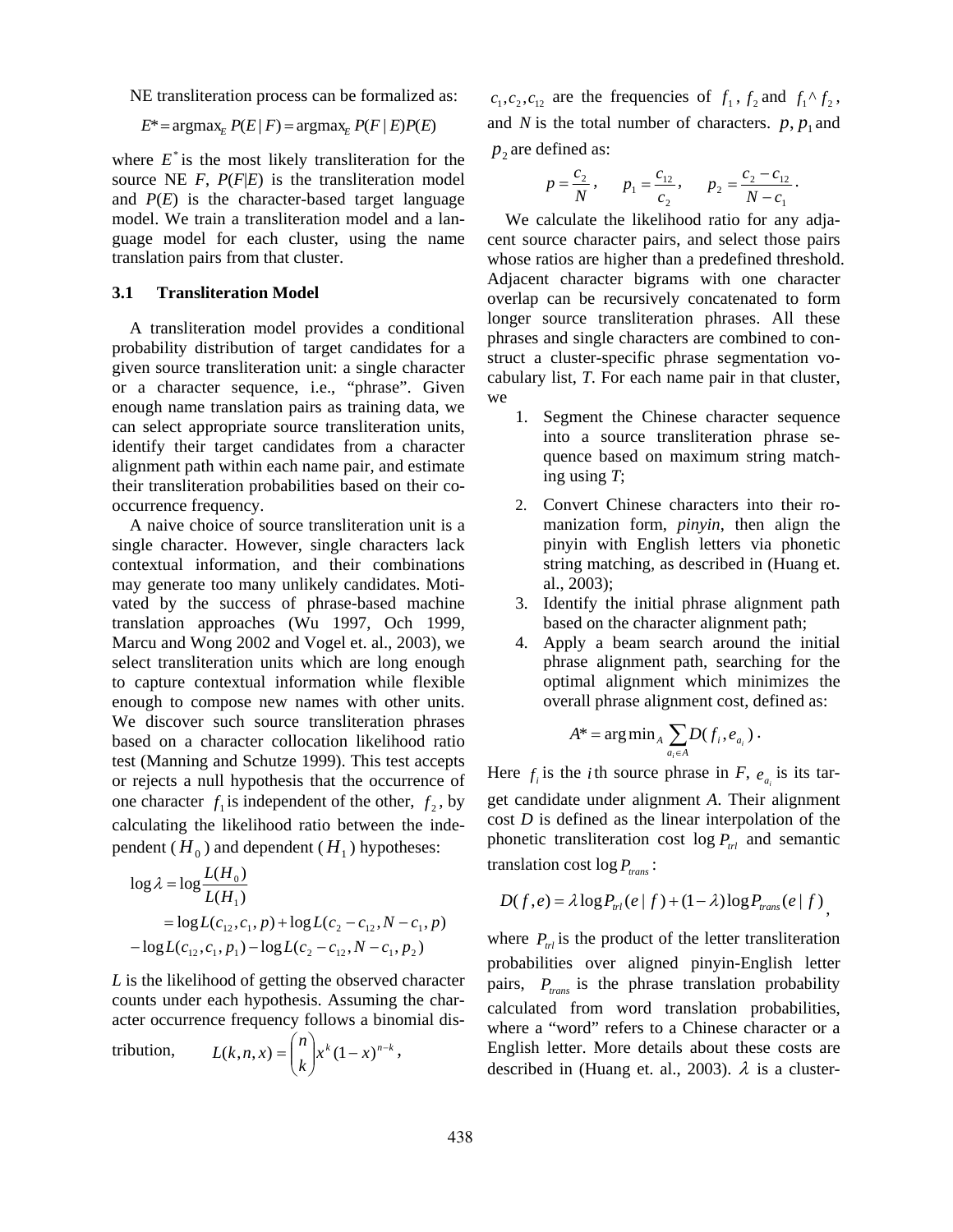NE transliteration process can be formalized as:

$$E^* = \text{argmax}_E\, P(E \mid F) = \text{argmax}_E\, P(F \mid E)P(E)$$

where $E^*$ is the most likely transliteration for the source NE *F*, *P*(*F*|*E*) is the transliteration model and *P*(*E*) is the character-based target language model. We train a transliteration model and a language model for each cluster, using the name translation pairs from that cluster.

### 3.1 Transliteration Model

A transliteration model provides a conditional probability distribution of target candidates for a given source transliteration unit: a single character or a character sequence, i.e., "phrase". Given enough name translation pairs as training data, we can select appropriate source transliteration units, identify their target candidates from a character alignment path within each name pair, and estimate their transliteration probabilities based on their co-occurrence frequency.

A naive choice of source transliteration unit is a single character. However, single characters lack contextual information, and their combinations may generate too many unlikely candidates. Motivated by the success of phrase-based machine translation approaches (Wu 1997, Och 1999, Marcu and Wong 2002 and Vogel et. al., 2003), we select transliteration units which are long enough to capture contextual information while flexible enough to compose new names with other units. We discover such source transliteration phrases based on a character collocation likelihood ratio test (Manning and Schutze 1999). This test accepts or rejects a null hypothesis that the occurrence of one character $f_1$ is independent of the other, $f_2$, by calculating the likelihood ratio between the independent ($H_0$) and dependent ($H_1$) hypotheses:

$$\begin{aligned}\log\lambda &= \log\frac{L(H_0)}{L(H_1)}\\ &= \log L(c_{12}, c_1, p) + \log L(c_2 - c_{12}, N - c_1, p)\\ &\quad - \log L(c_{12}, c_1, p_1) - \log L(c_2 - c_{12}, N - c_1, p_2)\end{aligned}$$

*L* is the likelihood of getting the observed character counts under each hypothesis. Assuming the character occurrence frequency follows a binomial distribution, $L(k, n, x) = \binom{n}{k} x^k (1-x)^{n-k}$,

$c_1, c_2, c_{12}$ are the frequencies of $f_1$, $f_2$ and $f_1 \wedge f_2$, and *N* is the total number of characters. $p, p_1$ and $p_2$ are defined as:

$$p = \frac{c_2}{N}, \quad p_1 = \frac{c_{12}}{c_2}, \quad p_2 = \frac{c_2 - c_{12}}{N - c_1}.$$

We calculate the likelihood ratio for any adjacent source character pairs, and select those pairs whose ratios are higher than a predefined threshold. Adjacent character bigrams with one character overlap can be recursively concatenated to form longer source transliteration phrases. All these phrases and single characters are combined to construct a cluster-specific phrase segmentation vocabulary list, *T*. For each name pair in that cluster, we

1. Segment the Chinese character sequence into a source transliteration phrase sequence based on maximum string matching using *T*;
2. Convert Chinese characters into their romanization form, *pinyin*, then align the pinyin with English letters via phonetic string matching, as described in (Huang et. al., 2003);
3. Identify the initial phrase alignment path based on the character alignment path;
4. Apply a beam search around the initial phrase alignment path, searching for the optimal alignment which minimizes the overall phrase alignment cost, defined as:

$$A^* = \arg\min_A \sum_{a_i \in A} D(f_i, e_{a_i}).$$

Here $f_i$ is the $i$th source phrase in *F*, $e_{a_i}$ is its target candidate under alignment *A*. Their alignment cost *D* is defined as the linear interpolation of the phonetic transliteration cost $\log P_{trl}$ and semantic translation cost $\log P_{trans}$:

$$D(f, e) = \lambda \log P_{trl}(e \mid f) + (1-\lambda)\log P_{trans}(e \mid f),$$

where $P_{trl}$ is the product of the letter transliteration probabilities over aligned pinyin-English letter pairs, $P_{trans}$ is the phrase translation probability calculated from word translation probabilities, where a "word" refers to a Chinese character or a English letter. More details about these costs are described in (Huang et. al., 2003). $\lambda$ is a cluster-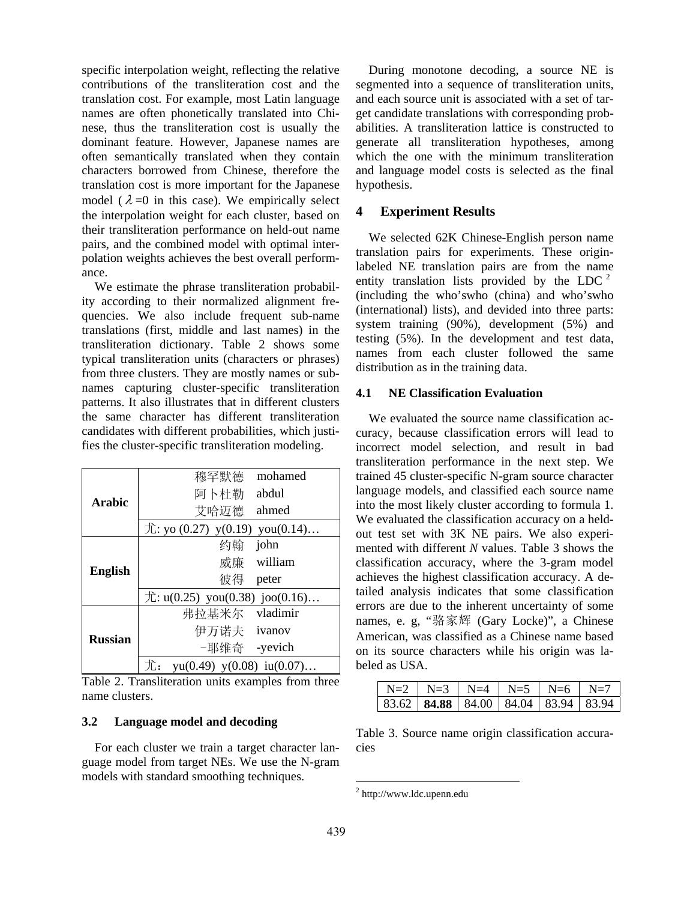specific interpolation weight, reflecting the relative contributions of the transliteration cost and the translation cost. For example, most Latin language names are often phonetically translated into Chinese, thus the transliteration cost is usually the dominant feature. However, Japanese names are often semantically translated when they contain characters borrowed from Chinese, therefore the translation cost is more important for the Japanese model ($\lambda$=0 in this case). We empirically select the interpolation weight for each cluster, based on their transliteration performance on held-out name pairs, and the combined model with optimal interpolation weights achieves the best overall performance.

We estimate the phrase transliteration probability according to their normalized alignment frequencies. We also include frequent sub-name translations (first, middle and last names) in the transliteration dictionary. Table 2 shows some typical transliteration units (characters or phrases) from three clusters. They are mostly names or sub-names capturing cluster-specific transliteration patterns. It also illustrates that in different clusters the same character has different transliteration candidates with different probabilities, which justifies the cluster-specific transliteration modeling.

| | |
|---|---|
| **Arabic** | 穆罕默德 mohamed |
| | 阿卜杜勒 abdul |
| | 艾哈迈德 ahmed |
| | 尤: yo (0.27) y(0.19) you(0.14)… |
| **English** | 约翰 john |
| | 威廉 william |
| | 彼得 peter |
| | 尤: u(0.25) you(0.38) joo(0.16)… |
| **Russian** | 弗拉基米尔 vladimir |
| | 伊万诺夫 ivanov |
| | -耶维奇 -yevich |
| | 尤： yu(0.49) y(0.08) iu(0.07)… |

Table 2. Transliteration units examples from three name clusters.

### 3.2 Language model and decoding

For each cluster we train a target character language model from target NEs. We use the N-gram models with standard smoothing techniques.

During monotone decoding, a source NE is segmented into a sequence of transliteration units, and each source unit is associated with a set of target candidate translations with corresponding probabilities. A transliteration lattice is constructed to generate all transliteration hypotheses, among which the one with the minimum transliteration and language model costs is selected as the final hypothesis.

## 4 Experiment Results

We selected 62K Chinese-English person name translation pairs for experiments. These origin-labeled NE translation pairs are from the name entity translation lists provided by the LDC[2] (including the who'swho (china) and who'swho (international) lists), and devided into three parts: system training (90%), development (5%) and testing (5%). In the development and test data, names from each cluster followed the same distribution as in the training data.

### 4.1 NE Classification Evaluation

We evaluated the source name classification accuracy, because classification errors will lead to incorrect model selection, and result in bad transliteration performance in the next step. We trained 45 cluster-specific N-gram source character language models, and classified each source name into the most likely cluster according to formula 1. We evaluated the classification accuracy on a held-out test set with 3K NE pairs. We also experimented with different *N* values. Table 3 shows the classification accuracy, where the 3-gram model achieves the highest classification accuracy. A detailed analysis indicates that some classification errors are due to the inherent uncertainty of some names, e. g, "骆家辉 (Gary Locke)", a Chinese American, was classified as a Chinese name based on its source characters while his origin was labeled as USA.

| N=2 | N=3 | N=4 | N=5 | N=6 | N=7 |
|---|---|---|---|---|---|
| 83.62 | **84.88** | 84.00 | 84.04 | 83.94 | 83.94 |

Table 3. Source name origin classification accuracies

[2] http://www.ldc.upenn.edu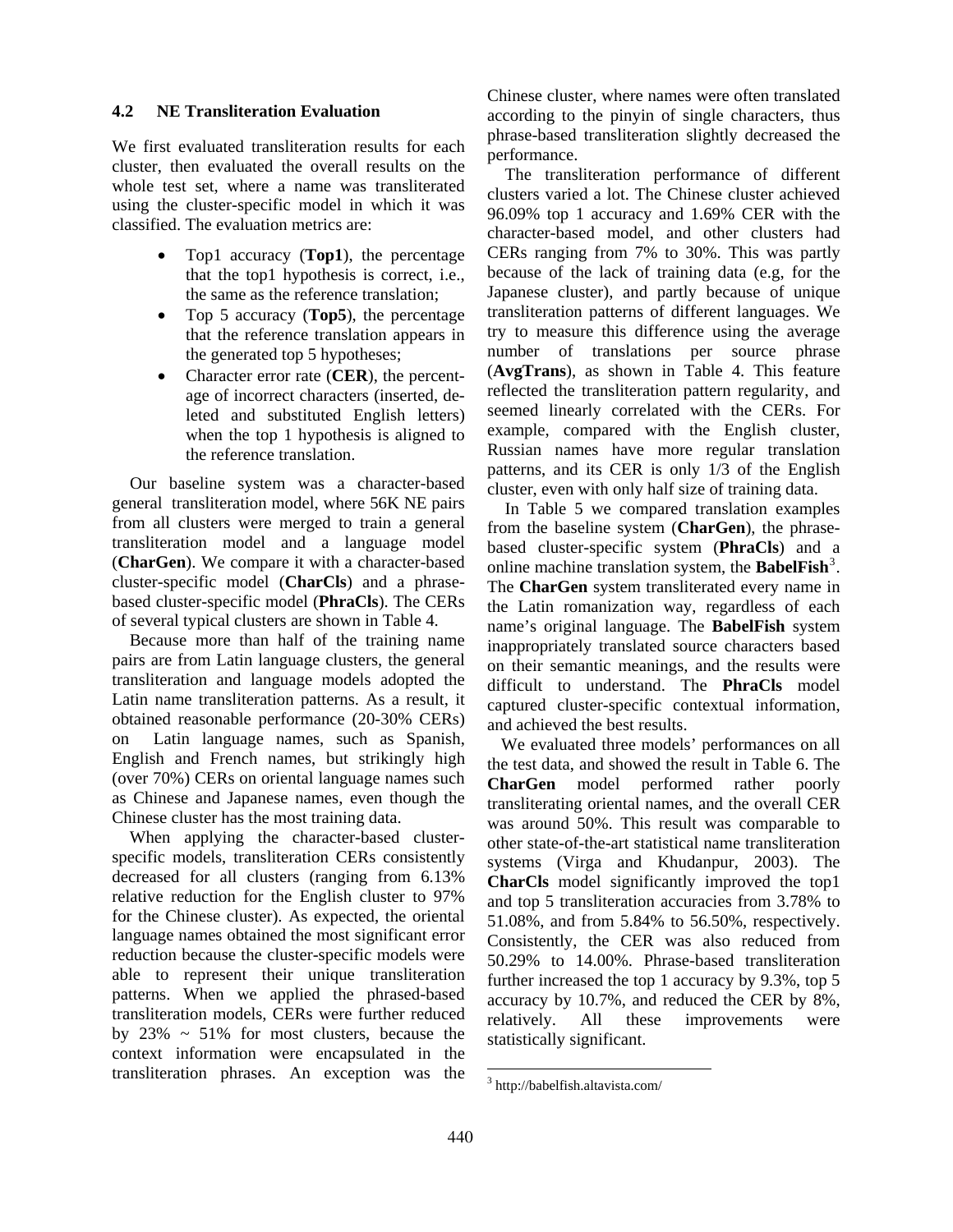### 4.2 NE Transliteration Evaluation

We first evaluated transliteration results for each cluster, then evaluated the overall results on the whole test set, where a name was transliterated using the cluster-specific model in which it was classified. The evaluation metrics are:

- Top1 accuracy (**Top1**), the percentage that the top1 hypothesis is correct, i.e., the same as the reference translation;
- Top 5 accuracy (**Top5**), the percentage that the reference translation appears in the generated top 5 hypotheses;
- Character error rate (**CER**), the percentage of incorrect characters (inserted, deleted and substituted English letters) when the top 1 hypothesis is aligned to the reference translation.

Our baseline system was a character-based general transliteration model, where 56K NE pairs from all clusters were merged to train a general transliteration model and a language model (**CharGen**). We compare it with a character-based cluster-specific model (**CharCls**) and a phrase-based cluster-specific model (**PhraCls**). The CERs of several typical clusters are shown in Table 4.

Because more than half of the training name pairs are from Latin language clusters, the general transliteration and language models adopted the Latin name transliteration patterns. As a result, it obtained reasonable performance (20-30% CERs) on Latin language names, such as Spanish, English and French names, but strikingly high (over 70%) CERs on oriental language names such as Chinese and Japanese names, even though the Chinese cluster has the most training data.

When applying the character-based cluster-specific models, transliteration CERs consistently decreased for all clusters (ranging from 6.13% relative reduction for the English cluster to 97% for the Chinese cluster). As expected, the oriental language names obtained the most significant error reduction because the cluster-specific models were able to represent their unique transliteration patterns. When we applied the phrased-based transliteration models, CERs were further reduced by 23% ~ 51% for most clusters, because the context information were encapsulated in the transliteration phrases. An exception was the Chinese cluster, where names were often translated according to the pinyin of single characters, thus phrase-based transliteration slightly decreased the performance.

The transliteration performance of different clusters varied a lot. The Chinese cluster achieved 96.09% top 1 accuracy and 1.69% CER with the character-based model, and other clusters had CERs ranging from 7% to 30%. This was partly because of the lack of training data (e.g, for the Japanese cluster), and partly because of unique transliteration patterns of different languages. We try to measure this difference using the average number of translations per source phrase (**AvgTrans**), as shown in Table 4. This feature reflected the transliteration pattern regularity, and seemed linearly correlated with the CERs. For example, compared with the English cluster, Russian names have more regular translation patterns, and its CER is only 1/3 of the English cluster, even with only half size of training data.

In Table 5 we compared translation examples from the baseline system (**CharGen**), the phrase-based cluster-specific system (**PhraCls**) and a online machine translation system, the **BabelFish**[3]. The **CharGen** system transliterated every name in the Latin romanization way, regardless of each name's original language. The **BabelFish** system inappropriately translated source characters based on their semantic meanings, and the results were difficult to understand. The **PhraCls** model captured cluster-specific contextual information, and achieved the best results.

We evaluated three models' performances on all the test data, and showed the result in Table 6. The **CharGen** model performed rather poorly transliterating oriental names, and the overall CER was around 50%. This result was comparable to other state-of-the-art statistical name transliteration systems (Virga and Khudanpur, 2003). The **CharCls** model significantly improved the top1 and top 5 transliteration accuracies from 3.78% to 51.08%, and from 5.84% to 56.50%, respectively. Consistently, the CER was also reduced from 50.29% to 14.00%. Phrase-based transliteration further increased the top 1 accuracy by 9.3%, top 5 accuracy by 10.7%, and reduced the CER by 8%, relatively. All these improvements were statistically significant.

[3] http://babelfish.altavista.com/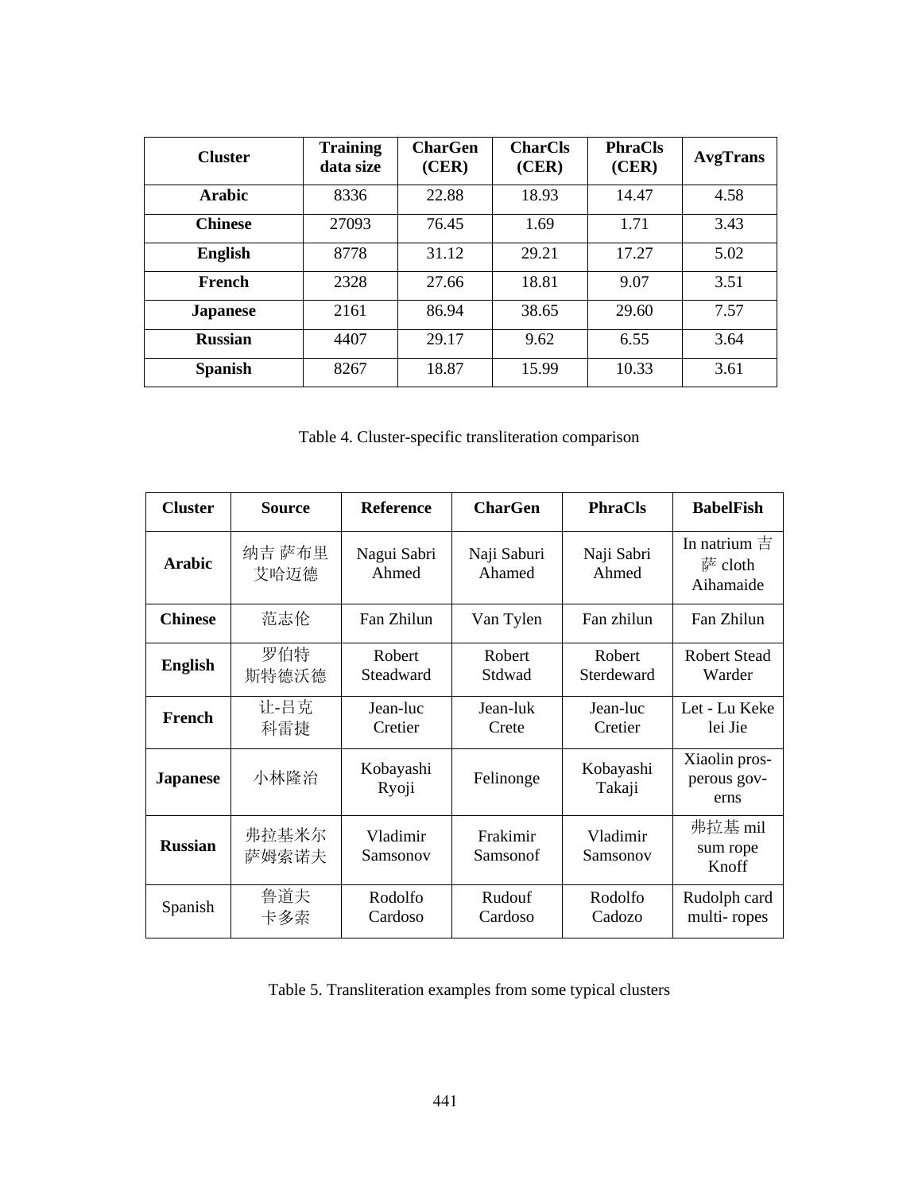| Cluster | Training data size | CharGen (CER) | CharCls (CER) | PhraCls (CER) | AvgTrans |
|---|---|---|---|---|---|
| **Arabic** | 8336 | 22.88 | 18.93 | 14.47 | 4.58 |
| **Chinese** | 27093 | 76.45 | 1.69 | 1.71 | 3.43 |
| **English** | 8778 | 31.12 | 29.21 | 17.27 | 5.02 |
| **French** | 2328 | 27.66 | 18.81 | 9.07 | 3.51 |
| **Japanese** | 2161 | 86.94 | 38.65 | 29.60 | 7.57 |
| **Russian** | 4407 | 29.17 | 9.62 | 6.55 | 3.64 |
| **Spanish** | 8267 | 18.87 | 15.99 | 10.33 | 3.61 |

Table 4. Cluster-specific transliteration comparison

| Cluster | Source | Reference | CharGen | PhraCls | BabelFish |
|---|---|---|---|---|---|
| **Arabic** | 纳吉 萨布里 艾哈迈德 | Nagui Sabri Ahmed | Naji Saburi Ahamed | Naji Sabri Ahmed | In natrium 吉 萨 cloth Aihamaide |
| **Chinese** | 范志伦 | Fan Zhilun | Van Tylen | Fan zhilun | Fan Zhilun |
| **English** | 罗伯特 斯特德沃德 | Robert Steadward | Robert Stdwad | Robert Sterdeward | Robert Stead Warder |
| **French** | 让-吕克 科雷捷 | Jean-luc Cretier | Jean-luk Crete | Jean-luc Cretier | Let - Lu Keke lei Jie |
| **Japanese** | 小林隆治 | Kobayashi Ryoji | Felinonge | Kobayashi Takaji | Xiaolin prosperous governs |
| **Russian** | 弗拉基米尔 萨姆索诺夫 | Vladimir Samsonov | Frakimir Samsonof | Vladimir Samsonov | 弗拉基 mil sum rope Knoff |
| Spanish | 鲁道夫 卡多索 | Rodolfo Cardoso | Rudouf Cardoso | Rodolfo Cadozo | Rudolph card multi- ropes |

Table 5. Transliteration examples from some typical clusters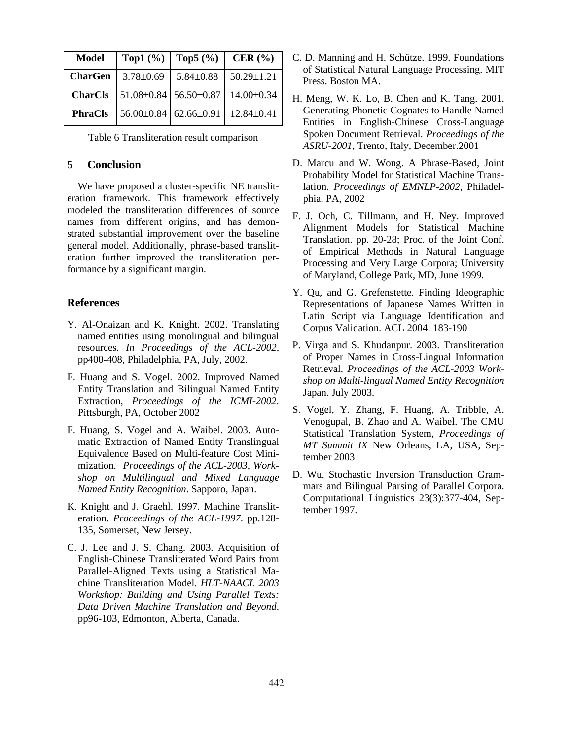| Model | Top1 (%) | Top5 (%) | CER (%) |
| --- | --- | --- | --- |
| **CharGen** | 3.78±0.69 | 5.84±0.88 | 50.29±1.21 |
| **CharCls** | 51.08±0.84 | 56.50±0.87 | 14.00±0.34 |
| **PhraCls** | 56.00±0.84 | 62.66±0.91 | 12.84±0.41 |

Table 6 Transliteration result comparison

## 5 Conclusion

We have proposed a cluster-specific NE transliteration framework. This framework effectively modeled the transliteration differences of source names from different origins, and has demonstrated substantial improvement over the baseline general model. Additionally, phrase-based transliteration further improved the transliteration performance by a significant margin.

## References

Y. Al-Onaizan and K. Knight. 2002. Translating named entities using monolingual and bilingual resources. *In Proceedings of the ACL-2002*, pp400-408, Philadelphia, PA, July, 2002.

F. Huang and S. Vogel. 2002. Improved Named Entity Translation and Bilingual Named Entity Extraction, *Proceedings of the ICMI-2002*. Pittsburgh, PA, October 2002

F. Huang, S. Vogel and A. Waibel. 2003. Automatic Extraction of Named Entity Translingual Equivalence Based on Multi-feature Cost Minimization. *Proceedings of the ACL-2003, Workshop on Multilingual and Mixed Language Named Entity Recognition*. Sapporo, Japan.

K. Knight and J. Graehl. 1997. Machine Transliteration. *Proceedings of the ACL-1997*. pp.128-135, Somerset, New Jersey.

C. J. Lee and J. S. Chang. 2003. Acquisition of English-Chinese Transliterated Word Pairs from Parallel-Aligned Texts using a Statistical Machine Transliteration Model. *HLT-NAACL 2003 Workshop: Building and Using Parallel Texts: Data Driven Machine Translation and Beyond*. pp96-103, Edmonton, Alberta, Canada.

C. D. Manning and H. Schütze. 1999. Foundations of Statistical Natural Language Processing. MIT Press. Boston MA.

H. Meng, W. K. Lo, B. Chen and K. Tang. 2001. Generating Phonetic Cognates to Handle Named Entities in English-Chinese Cross-Language Spoken Document Retrieval. *Proceedings of the ASRU-2001*, Trento, Italy, December.2001

D. Marcu and W. Wong. A Phrase-Based, Joint Probability Model for Statistical Machine Translation. *Proceedings of EMNLP-2002*, Philadelphia, PA, 2002

F. J. Och, C. Tillmann, and H. Ney. Improved Alignment Models for Statistical Machine Translation. pp. 20-28; Proc. of the Joint Conf. of Empirical Methods in Natural Language Processing and Very Large Corpora; University of Maryland, College Park, MD, June 1999.

Y. Qu, and G. Grefenstette. Finding Ideographic Representations of Japanese Names Written in Latin Script via Language Identification and Corpus Validation. ACL 2004: 183-190

P. Virga and S. Khudanpur. 2003. Transliteration of Proper Names in Cross-Lingual Information Retrieval. *Proceedings of the ACL-2003 Workshop on Multi-lingual Named Entity Recognition* Japan. July 2003.

S. Vogel, Y. Zhang, F. Huang, A. Tribble, A. Venogupal, B. Zhao and A. Waibel. The CMU Statistical Translation System, *Proceedings of MT Summit IX* New Orleans, LA, USA, September 2003

D. Wu. Stochastic Inversion Transduction Grammars and Bilingual Parsing of Parallel Corpora. Computational Linguistics 23(3):377-404, September 1997.